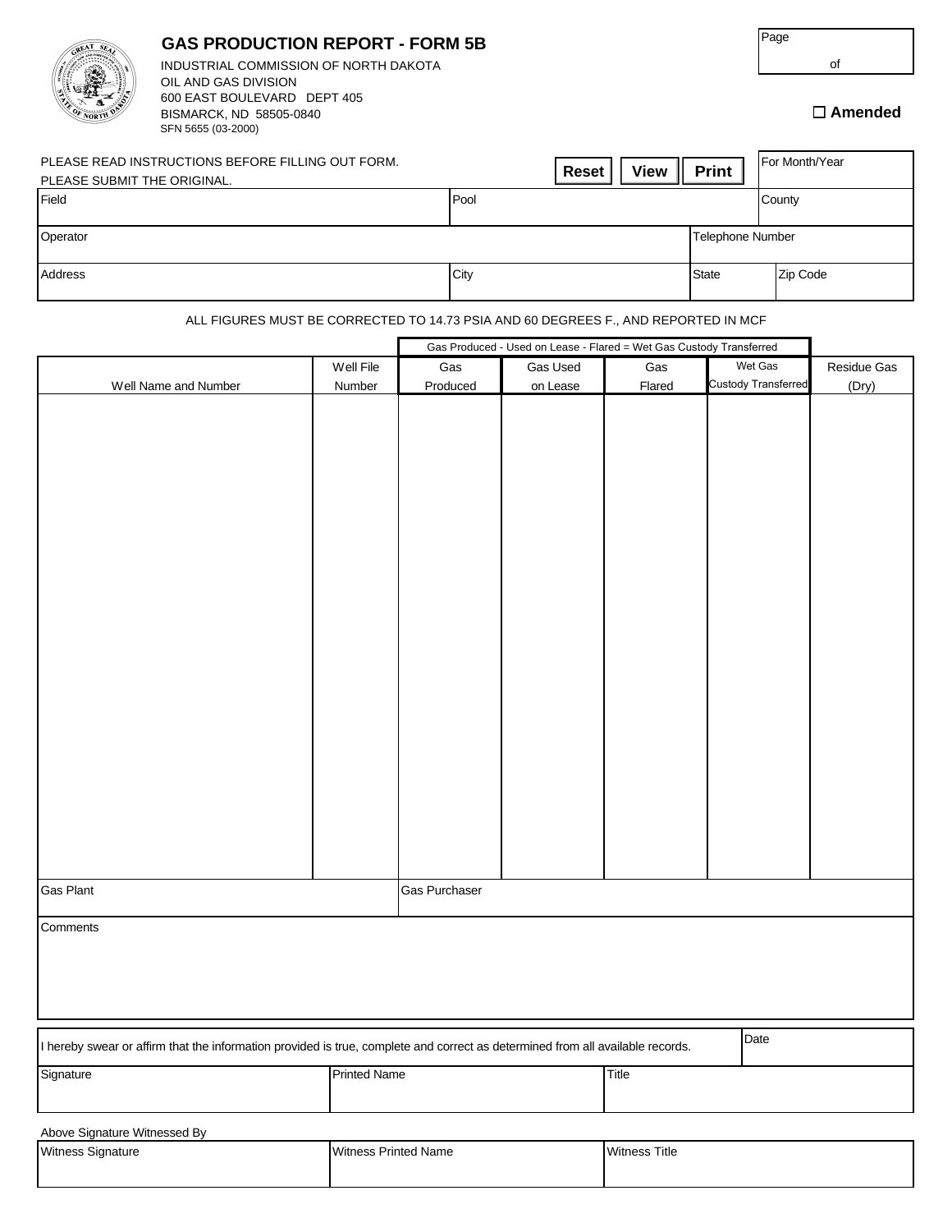# GAS PRODUCTION REPORT - FORM 5B

INDUSTRIAL COMMISSION OF NORTH DAKOTA
OIL AND GAS DIVISION
600 EAST BOULEVARD DEPT 405
BISMARCK, ND 58505-0840
SFN 5655 (03-2000)

Page ____ of ____

☐ **Amended**

PLEASE READ INSTRUCTIONS BEFORE FILLING OUT FORM.
PLEASE SUBMIT THE ORIGINAL.

**Reset** **View** **Print**

| | | |
|---|---|---|
| For Month/Year | | |
| Field | Pool | County |
| Operator | Telephone Number | |
| Address | City | State / Zip Code |

ALL FIGURES MUST BE CORRECTED TO 14.73 PSIA AND 60 DEGREES F., AND REPORTED IN MCF

| | | Gas Produced - Used on Lease - Flared = Wet Gas Custody Transferred | | | | |
|---|---|---|---|---|---|---|
| Well Name and Number | Well File Number | Gas Produced | Gas Used on Lease | Gas Flared | Wet Gas Custody Transferred | Residue Gas (Dry) |
| | | | | | | |

| | |
|---|---|
| Gas Plant | Gas Purchaser |

Comments

| | | |
|---|---|---|
| I hereby swear or affirm that the information provided is true, complete and correct as determined from all available records. | | Date |
| Signature | Printed Name | Title |

Above Signature Witnessed By

| | | |
|---|---|---|
| Witness Signature | Witness Printed Name | Witness Title |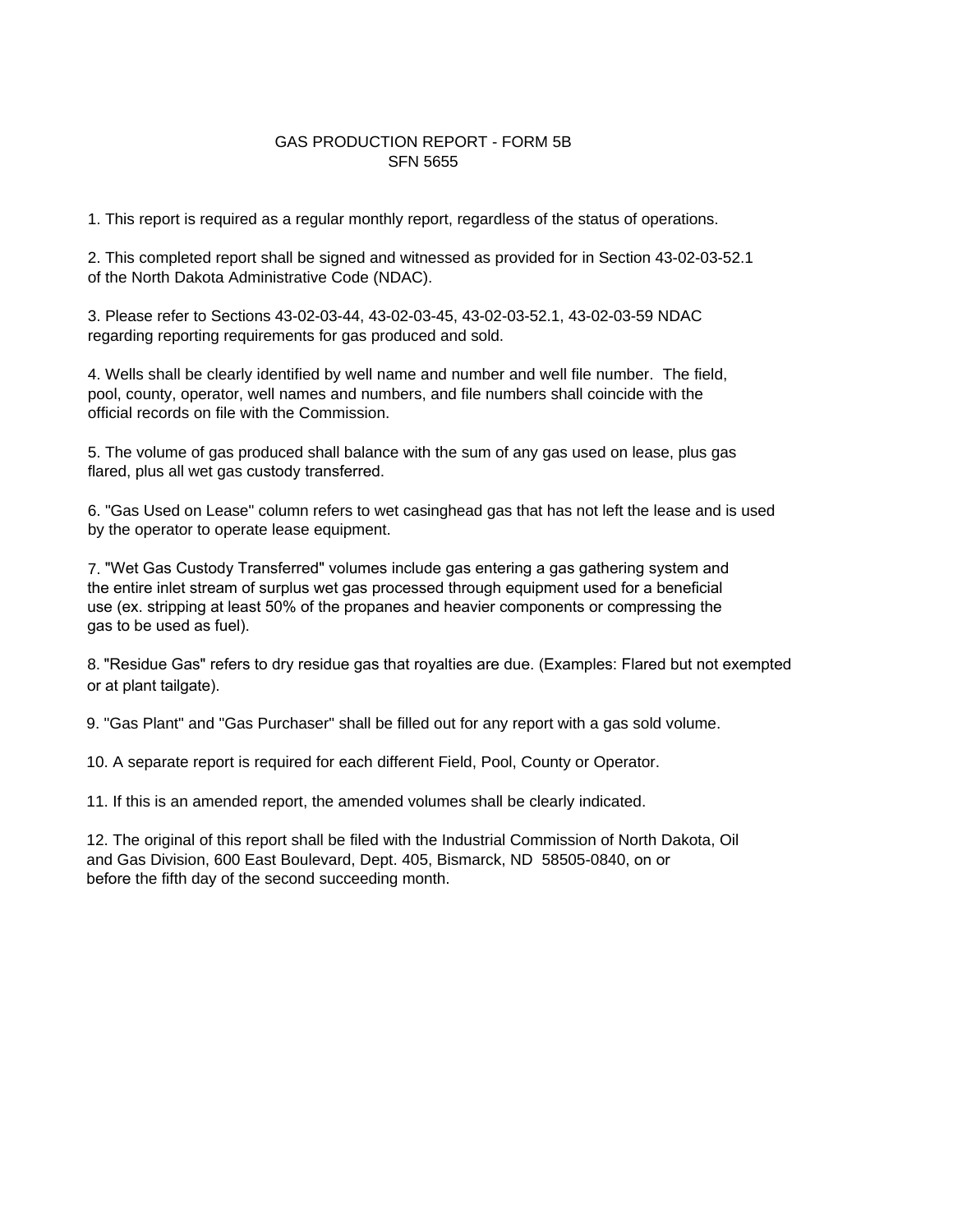# GAS PRODUCTION REPORT - FORM 5B
## SFN 5655

1. This report is required as a regular monthly report, regardless of the status of operations.

2. This completed report shall be signed and witnessed as provided for in Section 43-02-03-52.1 of the North Dakota Administrative Code (NDAC).

3. Please refer to Sections 43-02-03-44, 43-02-03-45, 43-02-03-52.1, 43-02-03-59 NDAC regarding reporting requirements for gas produced and sold.

4. Wells shall be clearly identified by well name and number and well file number. The field, pool, county, operator, well names and numbers, and file numbers shall coincide with the official records on file with the Commission.

5. The volume of gas produced shall balance with the sum of any gas used on lease, plus gas flared, plus all wet gas custody transferred.

6. "Gas Used on Lease" column refers to wet casinghead gas that has not left the lease and is used by the operator to operate lease equipment.

7. "Wet Gas Custody Transferred" volumes include gas entering a gas gathering system and the entire inlet stream of surplus wet gas processed through equipment used for a beneficial use (ex. stripping at least 50% of the propanes and heavier components or compressing the gas to be used as fuel).

8. "Residue Gas" refers to dry residue gas that royalties are due. (Examples: Flared but not exempted or at plant tailgate).

9. "Gas Plant" and "Gas Purchaser" shall be filled out for any report with a gas sold volume.

10. A separate report is required for each different Field, Pool, County or Operator.

11. If this is an amended report, the amended volumes shall be clearly indicated.

12. The original of this report shall be filed with the Industrial Commission of North Dakota, Oil and Gas Division, 600 East Boulevard, Dept. 405, Bismarck, ND 58505-0840, on or before the fifth day of the second succeeding month.